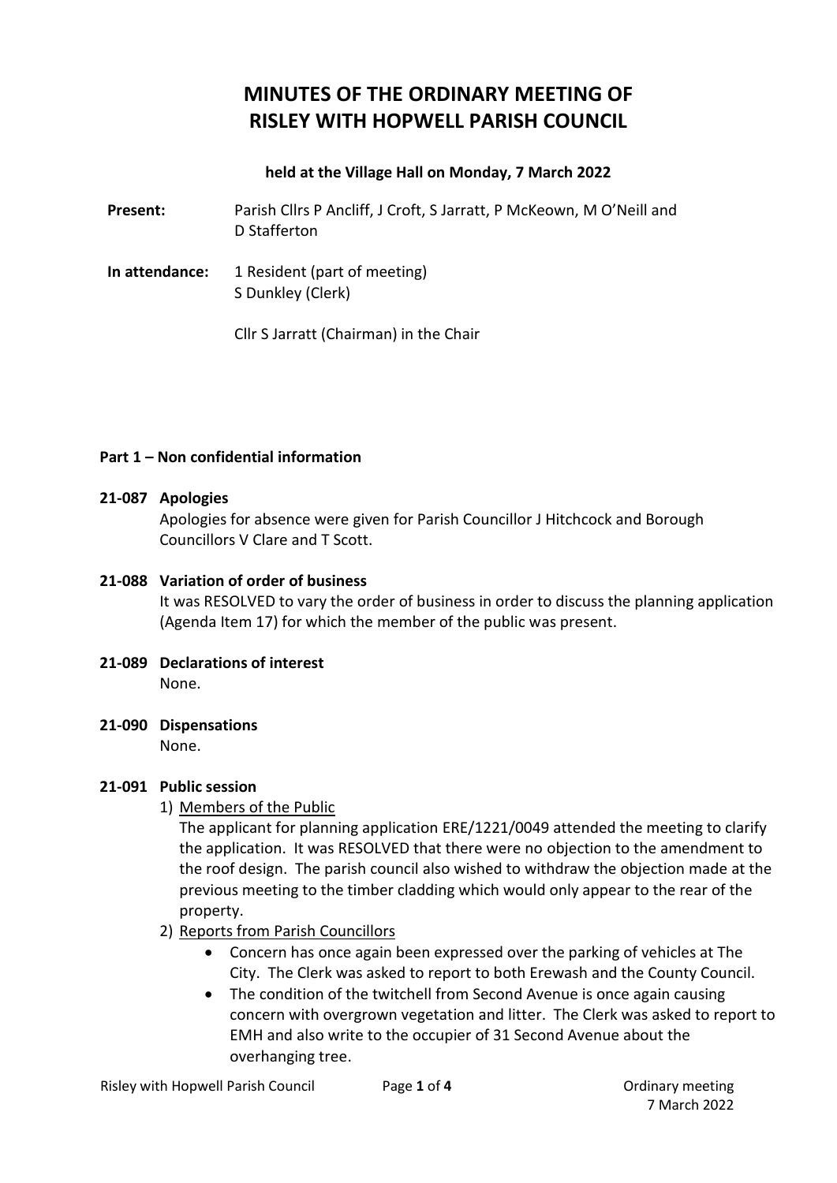# MINUTES OF THE ORDINARY MEETING OF RISLEY WITH HOPWELL PARISH COUNCIL

**held at the Village Hall on Monday, 7 March 2022**

**Present:** Parish Cllrs P Ancliff, J Croft, S Jarratt, P McKeown, M O'Neill and D Stafferton

**In attendance:** 1 Resident (part of meeting)
S Dunkley (Clerk)

Cllr S Jarratt (Chairman) in the Chair

**Part 1 – Non confidential information**

**21-087 Apologies**

Apologies for absence were given for Parish Councillor J Hitchcock and Borough Councillors V Clare and T Scott.

**21-088 Variation of order of business**

It was RESOLVED to vary the order of business in order to discuss the planning application (Agenda Item 17) for which the member of the public was present.

**21-089 Declarations of interest**

None.

**21-090 Dispensations**

None.

**21-091 Public session**

1) Members of the Public

The applicant for planning application ERE/1221/0049 attended the meeting to clarify the application. It was RESOLVED that there were no objection to the amendment to the roof design. The parish council also wished to withdraw the objection made at the previous meeting to the timber cladding which would only appear to the rear of the property.

2) Reports from Parish Councillors

- Concern has once again been expressed over the parking of vehicles at The City. The Clerk was asked to report to both Erewash and the County Council.
- The condition of the twitchell from Second Avenue is once again causing concern with overgrown vegetation and litter. The Clerk was asked to report to EMH and also write to the occupier of 31 Second Avenue about the overhanging tree.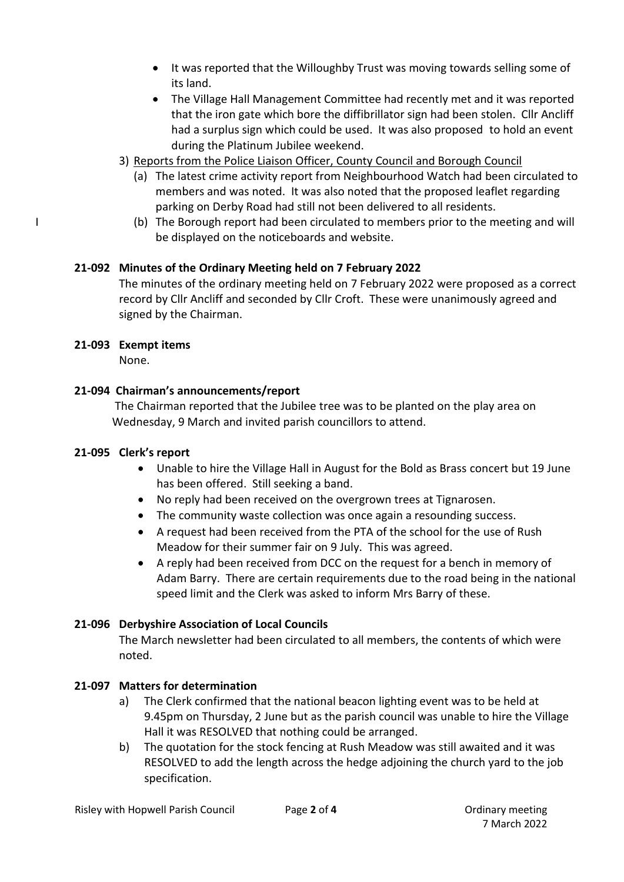- It was reported that the Willoughby Trust was moving towards selling some of its land.
- The Village Hall Management Committee had recently met and it was reported that the iron gate which bore the diffibrillator sign had been stolen. Cllr Ancliff had a surplus sign which could be used. It was also proposed to hold an event during the Platinum Jubilee weekend.

3) Reports from the Police Liaison Officer, County Council and Borough Council
   (a) The latest crime activity report from Neighbourhood Watch had been circulated to members and was noted. It was also noted that the proposed leaflet regarding parking on Derby Road had still not been delivered to all residents.
   (b) The Borough report had been circulated to members prior to the meeting and will be displayed on the noticeboards and website.

**21-092 Minutes of the Ordinary Meeting held on 7 February 2022**

The minutes of the ordinary meeting held on 7 February 2022 were proposed as a correct record by Cllr Ancliff and seconded by Cllr Croft. These were unanimously agreed and signed by the Chairman.

**21-093 Exempt items**

None.

**21-094 Chairman's announcements/report**

The Chairman reported that the Jubilee tree was to be planted on the play area on Wednesday, 9 March and invited parish councillors to attend.

**21-095 Clerk's report**

- Unable to hire the Village Hall in August for the Bold as Brass concert but 19 June has been offered. Still seeking a band.
- No reply had been received on the overgrown trees at Tignarosen.
- The community waste collection was once again a resounding success.
- A request had been received from the PTA of the school for the use of Rush Meadow for their summer fair on 9 July. This was agreed.
- A reply had been received from DCC on the request for a bench in memory of Adam Barry. There are certain requirements due to the road being in the national speed limit and the Clerk was asked to inform Mrs Barry of these.

**21-096 Derbyshire Association of Local Councils**

The March newsletter had been circulated to all members, the contents of which were noted.

**21-097 Matters for determination**

a) The Clerk confirmed that the national beacon lighting event was to be held at 9.45pm on Thursday, 2 June but as the parish council was unable to hire the Village Hall it was RESOLVED that nothing could be arranged.

b) The quotation for the stock fencing at Rush Meadow was still awaited and it was RESOLVED to add the length across the hedge adjoining the church yard to the job specification.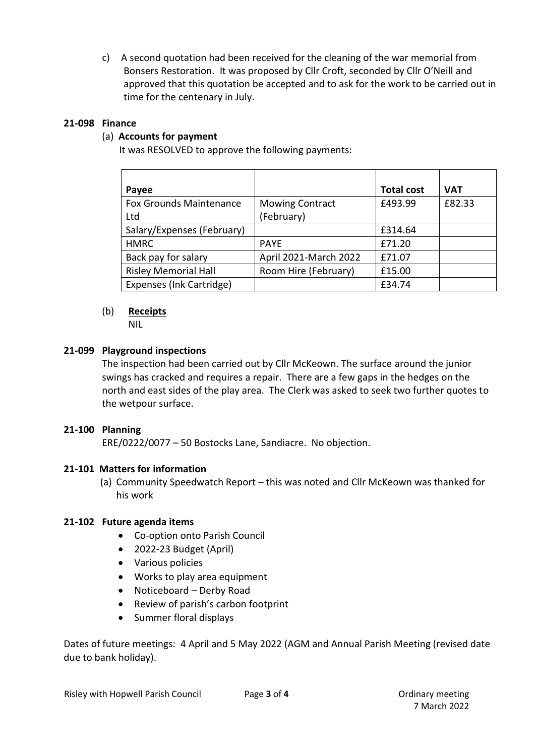c) A second quotation had been received for the cleaning of the war memorial from Bonsers Restoration. It was proposed by Cllr Croft, seconded by Cllr O'Neill and approved that this quotation be accepted and to ask for the work to be carried out in time for the centenary in July.

**21-098 Finance**

(a) **Accounts for payment**

It was RESOLVED to approve the following payments:

| Payee | | Total cost | VAT |
|---|---|---|---|
| Fox Grounds Maintenance Ltd | Mowing Contract (February) | £493.99 | £82.33 |
| Salary/Expenses (February) | | £314.64 | |
| HMRC | PAYE | £71.20 | |
| Back pay for salary | April 2021-March 2022 | £71.07 | |
| Risley Memorial Hall | Room Hire (February) | £15.00 | |
| Expenses (Ink Cartridge) | | £34.74 | |

(b) **Receipts**

NIL

**21-099 Playground inspections**

The inspection had been carried out by Cllr McKeown. The surface around the junior swings has cracked and requires a repair. There are a few gaps in the hedges on the north and east sides of the play area. The Clerk was asked to seek two further quotes to the wetpour surface.

**21-100 Planning**

ERE/0222/0077 – 50 Bostocks Lane, Sandiacre. No objection.

**21-101 Matters for information**

(a) Community Speedwatch Report – this was noted and Cllr McKeown was thanked for his work

**21-102 Future agenda items**

- Co-option onto Parish Council
- 2022-23 Budget (April)
- Various policies
- Works to play area equipment
- Noticeboard – Derby Road
- Review of parish's carbon footprint
- Summer floral displays

Dates of future meetings: 4 April and 5 May 2022 (AGM and Annual Parish Meeting (revised date due to bank holiday).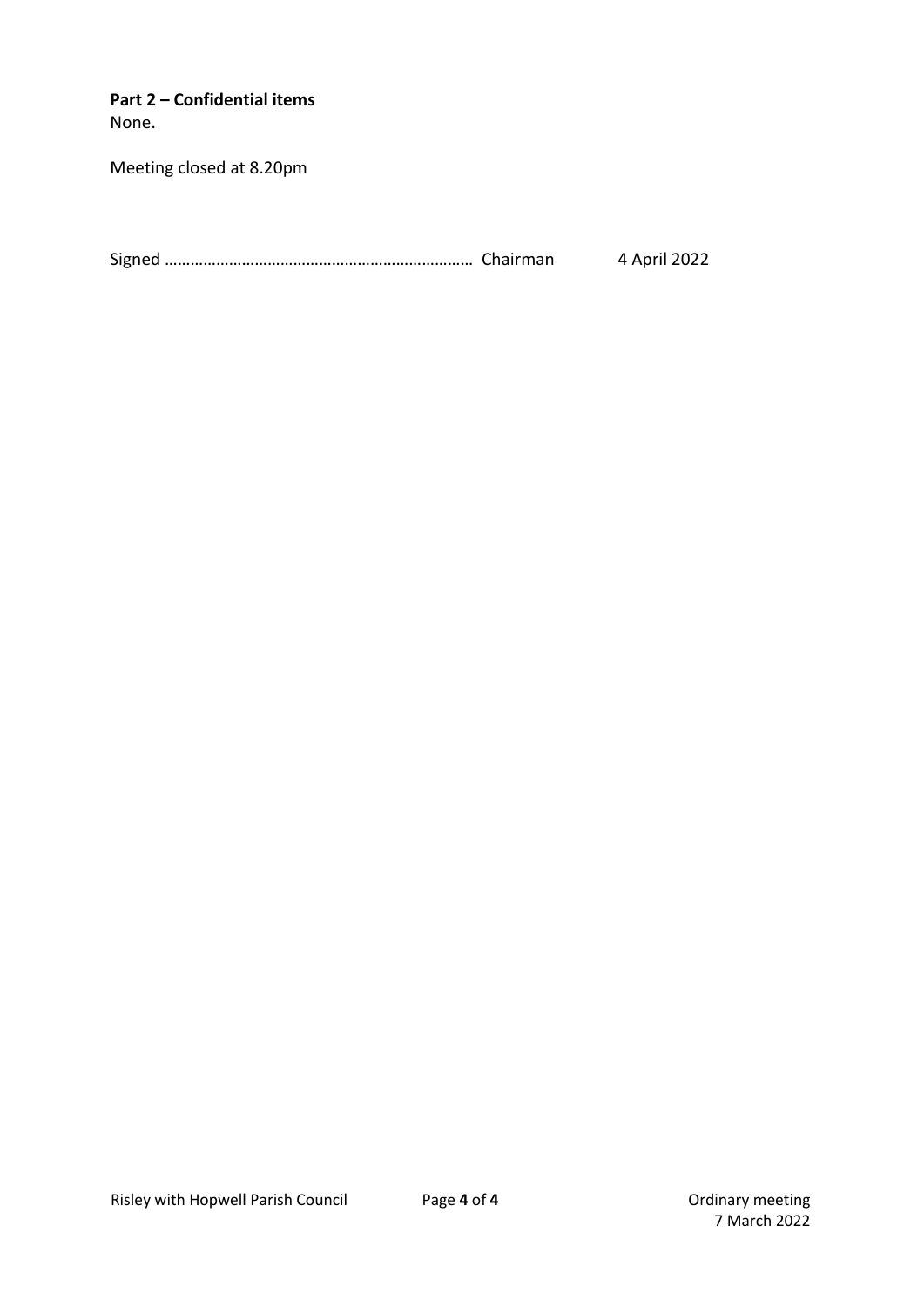**Part 2 – Confidential items**
None.

Meeting closed at 8.20pm

Signed ……………………………………………………………… Chairman 4 April 2022